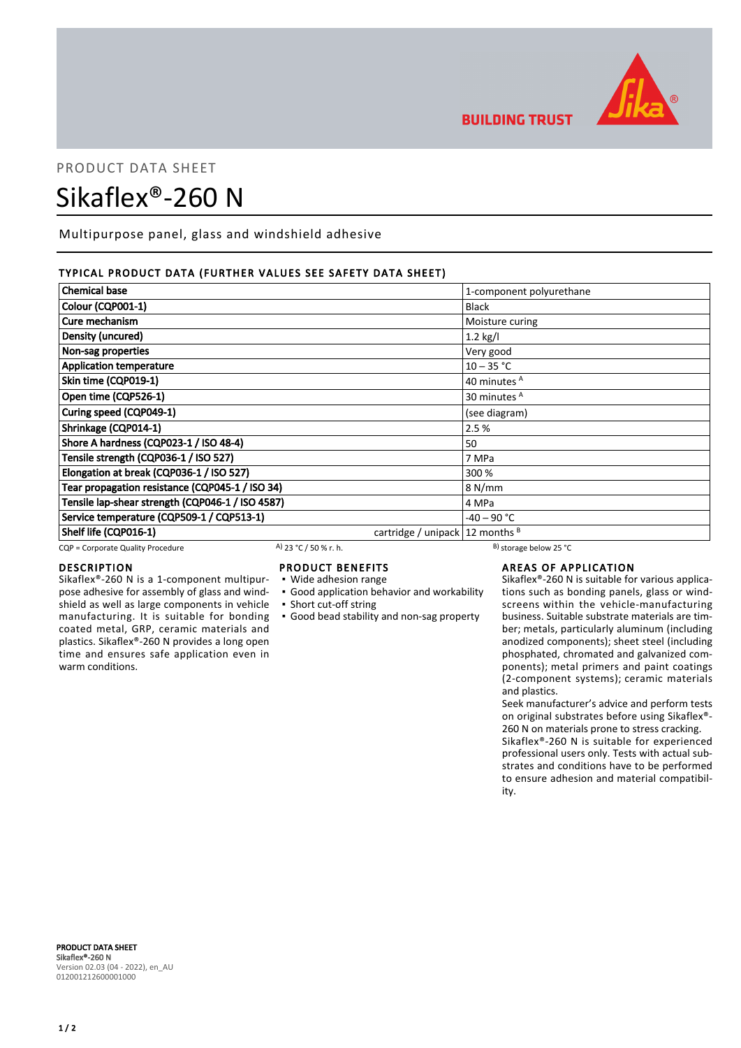PRODUCT DATA SHEET

# Sikaflex®-260 N

Multipurpose panel, glass and windshield adhesive

## TYPICAL PRODUCT DATA (FURTHER VALUES SEE SAFETY DATA SHEET)

| Property | | Value |
|---|---|---|
| Chemical base | | 1-component polyurethane |
| Colour (CQP001-1) | | Black |
| Cure mechanism | | Moisture curing |
| Density (uncured) | | 1.2 kg/l |
| Non-sag properties | | Very good |
| Application temperature | | 10 – 35 °C |
| Skin time (CQP019-1) | | 40 minutes A |
| Open time (CQP526-1) | | 30 minutes A |
| Curing speed (CQP049-1) | | (see diagram) |
| Shrinkage (CQP014-1) | | 2.5 % |
| Shore A hardness (CQP023-1 / ISO 48-4) | | 50 |
| Tensile strength (CQP036-1 / ISO 527) | | 7 MPa |
| Elongation at break (CQP036-1 / ISO 527) | | 300 % |
| Tear propagation resistance (CQP045-1 / ISO 34) | | 8 N/mm |
| Tensile lap-shear strength (CQP046-1 / ISO 4587) | | 4 MPa |
| Service temperature (CQP509-1 / CQP513-1) | | -40 – 90 °C |
| Shelf life (CQP016-1) | cartridge / unipack | 12 months B |

CQP = Corporate Quality Procedure A) 23 °C / 50 % r. h. B) storage below 25 °C

## DESCRIPTION

Sikaflex®-260 N is a 1-component multipurpose adhesive for assembly of glass and windshield as well as large components in vehicle manufacturing. It is suitable for bonding coated metal, GRP, ceramic materials and plastics. Sikaflex®-260 N provides a long open time and ensures safe application even in warm conditions.

## PRODUCT BENEFITS

- Wide adhesion range
- Good application behavior and workability
- Short cut-off string
- Good bead stability and non-sag property

## AREAS OF APPLICATION

Sikaflex®-260 N is suitable for various applications such as bonding panels, glass or windscreens within the vehicle-manufacturing business. Suitable substrate materials are timber; metals, particularly aluminum (including anodized components); sheet steel (including phosphated, chromated and galvanized components); metal primers and paint coatings (2-component systems); ceramic materials and plastics.

Seek manufacturer's advice and perform tests on original substrates before using Sikaflex®-260 N on materials prone to stress cracking.

Sikaflex®-260 N is suitable for experienced professional users only. Tests with actual substrates and conditions have to be performed to ensure adhesion and material compatibility.

**PRODUCT DATA SHEET**
**Sikaflex®-260 N**
Version 02.03 (04 - 2022), en_AU
012001212600001000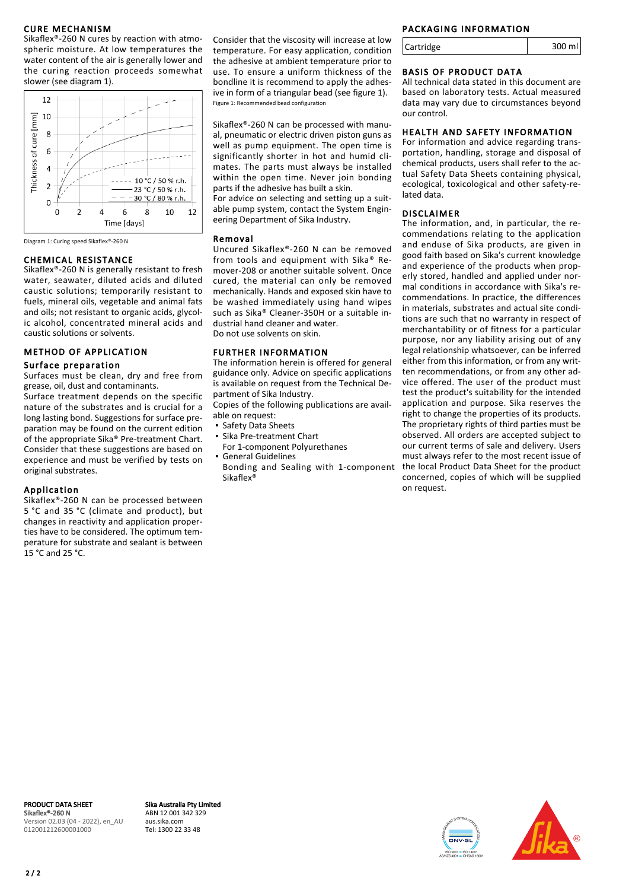## CURE MECHANISM

Sikaflex®-260 N cures by reaction with atmospheric moisture. At low temperatures the water content of the air is generally lower and the curing reaction proceeds somewhat slower (see diagram 1).

Thickness of cure [mm]

12
10
8
6
4
2
0

0 2 4 6 8 10 12

Time [days]

10 °C / 50 % r.h.
23 °C / 50 % r.h.
30 °C / 80 % r.h.

Diagram 1: Curing speed Sikaflex®-260 N

## CHEMICAL RESISTANCE

Sikaflex®-260 N is generally resistant to fresh water, seawater, diluted acids and diluted caustic solutions; temporarily resistant to fuels, mineral oils, vegetable and animal fats and oils; not resistant to organic acids, glycolic alcohol, concentrated mineral acids and caustic solutions or solvents.

## METHOD OF APPLICATION

### Surface preparation

Surfaces must be clean, dry and free from grease, oil, dust and contaminants.

Surface treatment depends on the specific nature of the substrates and is crucial for a long lasting bond. Suggestions for surface preparation may be found on the current edition of the appropriate Sika® Pre-treatment Chart. Consider that these suggestions are based on experience and must be verified by tests on original substrates.

### Application

Sikaflex®-260 N can be processed between 5 °C and 35 °C (climate and product), but changes in reactivity and application properties have to be considered. The optimum temperature for substrate and sealant is between 15 °C and 25 °C.

Consider that the viscosity will increase at low temperature. For easy application, condition the adhesive at ambient temperature prior to use. To ensure a uniform thickness of the bondline it is recommend to apply the adhesive in form of a triangular bead (see figure 1).

Figure 1: Recommended bead configuration

Sikaflex®-260 N can be processed with manual, pneumatic or electric driven piston guns as well as pump equipment. The open time is significantly shorter in hot and humid climates. The parts must always be installed within the open time. Never join bonding parts if the adhesive has built a skin.

For advice on selecting and setting up a suitable pump system, contact the System Engineering Department of Sika Industry.

### Removal

Uncured Sikaflex®-260 N can be removed from tools and equipment with Sika® Remover-208 or another suitable solvent. Once cured, the material can only be removed mechanically. Hands and exposed skin have to be washed immediately using hand wipes such as Sika® Cleaner-350H or a suitable industrial hand cleaner and water.

Do not use solvents on skin.

## FURTHER INFORMATION

The information herein is offered for general guidance only. Advice on specific applications is available on request from the Technical Department of Sika Industry.

Copies of the following publications are available on request:

- Safety Data Sheets
- Sika Pre-treatment Chart For 1-component Polyurethanes
- General Guidelines Bonding and Sealing with 1-component Sikaflex®

## PACKAGING INFORMATION

| | |
|---|---|
| Cartridge | 300 ml |

## BASIS OF PRODUCT DATA

All technical data stated in this document are based on laboratory tests. Actual measured data may vary due to circumstances beyond our control.

## HEALTH AND SAFETY INFORMATION

For information and advice regarding transportation, handling, storage and disposal of chemical products, users shall refer to the actual Safety Data Sheets containing physical, ecological, toxicological and other safety-related data.

## DISCLAIMER

The information, and, in particular, the recommendations relating to the application and enduse of Sika products, are given in good faith based on Sika's current knowledge and experience of the products when properly stored, handled and applied under normal conditions in accordance with Sika's recommendations. In practice, the differences in materials, substrates and actual site conditions are such that no warranty in respect of merchantability or of fitness for a particular purpose, nor any liability arising out of any legal relationship whatsoever, can be inferred either from this information, or from any written recommendations, or from any other advice offered. The user of the product must test the product's suitability for the intended application and purpose. Sika reserves the right to change the properties of its products. The proprietary rights of third parties must be observed. All orders are accepted subject to our current terms of sale and delivery. Users must always refer to the most recent issue of the local Product Data Sheet for the product concerned, copies of which will be supplied on request.

**PRODUCT DATA SHEET**
**Sikaflex®-260 N**
Version 02.03 (04 - 2022), en_AU
012001212600001000

**Sika Australia Pty Limited**
ABN 12 001 342 329
aus.sika.com
Tel: 1300 22 33 48